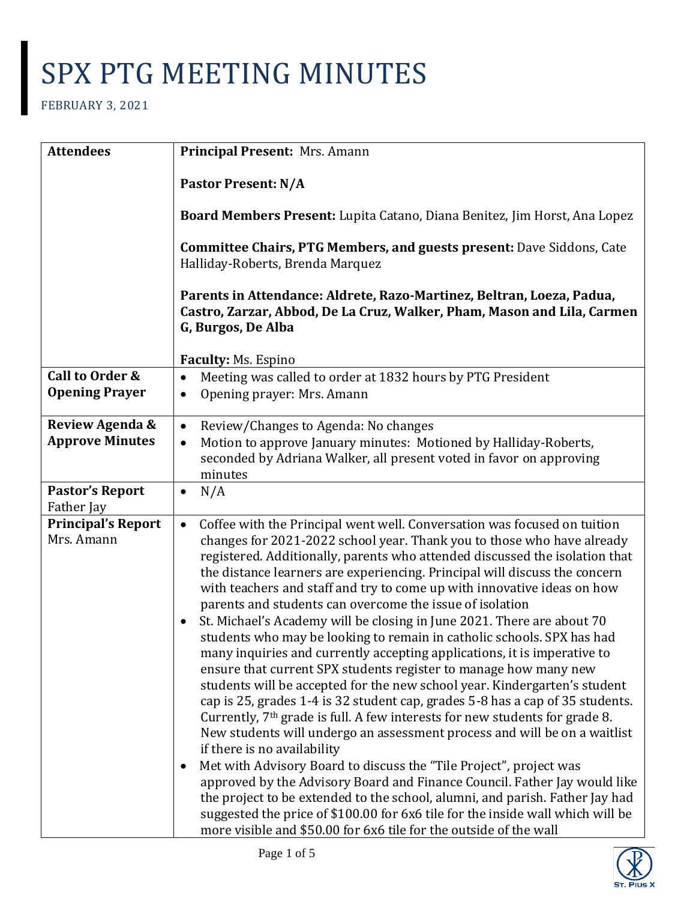# SPX PTG MEETING MINUTES

FEBRUARY 3, 2021

| | |
|---|---|
| **Attendees** | **Principal Present:** Mrs. Amann<br><br>**Pastor Present: N/A**<br><br>**Board Members Present:** Lupita Catano, Diana Benitez, Jim Horst, Ana Lopez<br><br>**Committee Chairs, PTG Members, and guests present:** Dave Siddons, Cate Halliday-Roberts, Brenda Marquez<br><br>**Parents in Attendance: Aldrete, Razo-Martinez, Beltran, Loeza, Padua, Castro, Zarzar, Abbod, De La Cruz, Walker, Pham, Mason and Lila, Carmen G, Burgos, De Alba**<br><br>**Faculty:** Ms. Espino |
| **Call to Order & Opening Prayer** | • Meeting was called to order at 1832 hours by PTG President<br>• Opening prayer: Mrs. Amann |
| **Review Agenda & Approve Minutes** | • Review/Changes to Agenda: No changes<br>• Motion to approve January minutes: Motioned by Halliday-Roberts, seconded by Adriana Walker, all present voted in favor on approving minutes |
| **Pastor's Report** Father Jay | • N/A |
| **Principal's Report** Mrs. Amann | • Coffee with the Principal went well. Conversation was focused on tuition changes for 2021-2022 school year. Thank you to those who have already registered. Additionally, parents who attended discussed the isolation that the distance learners are experiencing. Principal will discuss the concern with teachers and staff and try to come up with innovative ideas on how parents and students can overcome the issue of isolation<br>• St. Michael's Academy will be closing in June 2021. There are about 70 students who may be looking to remain in catholic schools. SPX has had many inquiries and currently accepting applications, it is imperative to ensure that current SPX students register to manage how many new students will be accepted for the new school year. Kindergarten's student cap is 25, grades 1-4 is 32 student cap, grades 5-8 has a cap of 35 students. Currently, 7th grade is full. A few interests for new students for grade 8. New students will undergo an assessment process and will be on a waitlist if there is no availability<br>• Met with Advisory Board to discuss the "Tile Project", project was approved by the Advisory Board and Finance Council. Father Jay would like the project to be extended to the school, alumni, and parish. Father Jay had suggested the price of $100.00 for 6x6 tile for the inside wall which will be more visible and $50.00 for 6x6 tile for the outside of the wall |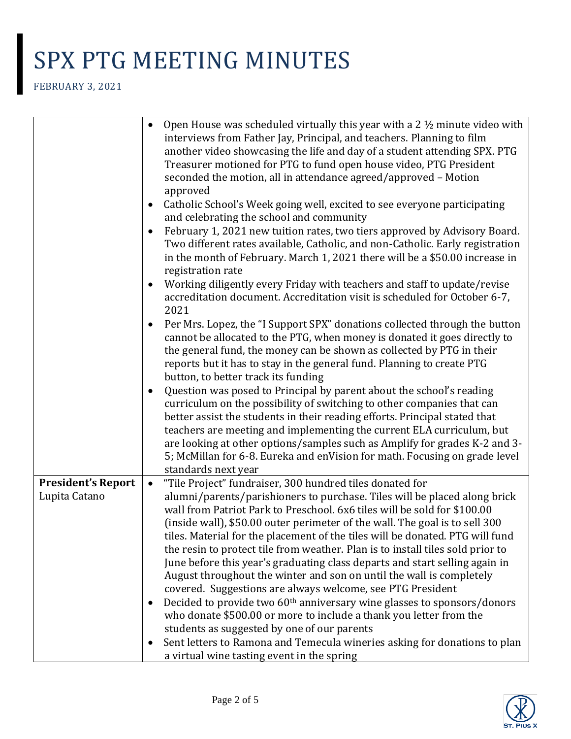# SPX PTG MEETING MINUTES

FEBRUARY 3, 2021

| | |
|---|---|
| | • Open House was scheduled virtually this year with a 2 ½ minute video with interviews from Father Jay, Principal, and teachers. Planning to film another video showcasing the life and day of a student attending SPX. PTG Treasurer motioned for PTG to fund open house video, PTG President seconded the motion, all in attendance agreed/approved – Motion approved<br>• Catholic School's Week going well, excited to see everyone participating and celebrating the school and community<br>• February 1, 2021 new tuition rates, two tiers approved by Advisory Board. Two different rates available, Catholic, and non-Catholic. Early registration in the month of February. March 1, 2021 there will be a $50.00 increase in registration rate<br>• Working diligently every Friday with teachers and staff to update/revise accreditation document. Accreditation visit is scheduled for October 6-7, 2021<br>• Per Mrs. Lopez, the "I Support SPX" donations collected through the button cannot be allocated to the PTG, when money is donated it goes directly to the general fund, the money can be shown as collected by PTG in their reports but it has to stay in the general fund. Planning to create PTG button, to better track its funding<br>• Question was posed to Principal by parent about the school's reading curriculum on the possibility of switching to other companies that can better assist the students in their reading efforts. Principal stated that teachers are meeting and implementing the current ELA curriculum, but are looking at other options/samples such as Amplify for grades K-2 and 3-5; McMillan for 6-8. Eureka and enVision for math. Focusing on grade level standards next year |
| **President's Report**<br>Lupita Catano | • "Tile Project" fundraiser, 300 hundred tiles donated for alumni/parents/parishioners to purchase. Tiles will be placed along brick wall from Patriot Park to Preschool. 6x6 tiles will be sold for $100.00 (inside wall), $50.00 outer perimeter of the wall. The goal is to sell 300 tiles. Material for the placement of the tiles will be donated. PTG will fund the resin to protect tile from weather. Plan is to install tiles sold prior to June before this year's graduating class departs and start selling again in August throughout the winter and son on until the wall is completely covered. Suggestions are always welcome, see PTG President<br>• Decided to provide two 60th anniversary wine glasses to sponsors/donors who donate $500.00 or more to include a thank you letter from the students as suggested by one of our parents<br>• Sent letters to Ramona and Temecula wineries asking for donations to plan a virtual wine tasting event in the spring |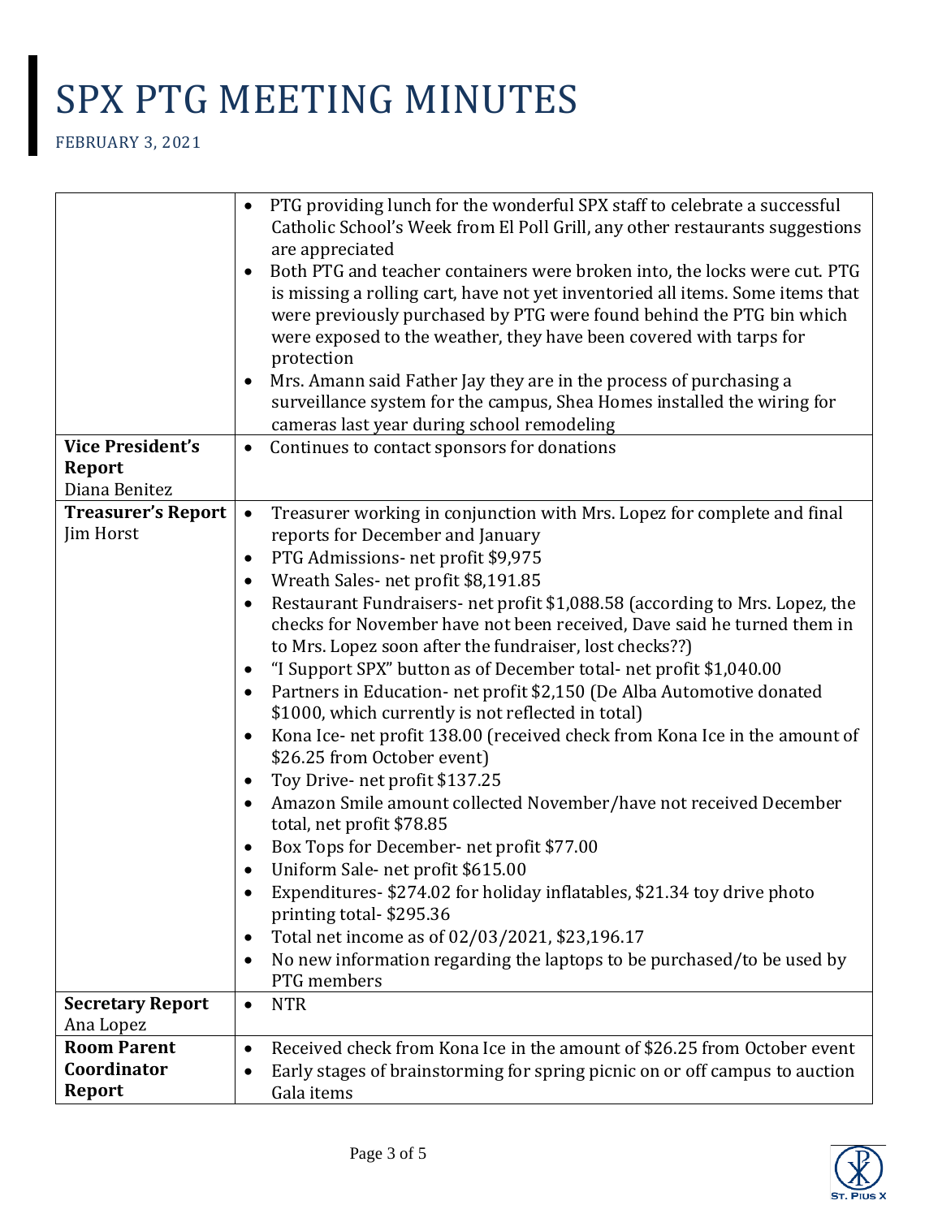# SPX PTG MEETING MINUTES

FEBRUARY 3, 2021

| | |
|---|---|
| | • PTG providing lunch for the wonderful SPX staff to celebrate a successful Catholic School's Week from El Poll Grill, any other restaurants suggestions are appreciated<br>• Both PTG and teacher containers were broken into, the locks were cut. PTG is missing a rolling cart, have not yet inventoried all items. Some items that were previously purchased by PTG were found behind the PTG bin which were exposed to the weather, they have been covered with tarps for protection<br>• Mrs. Amann said Father Jay they are in the process of purchasing a surveillance system for the campus, Shea Homes installed the wiring for cameras last year during school remodeling |
| **Vice President's Report**<br>Diana Benitez | • Continues to contact sponsors for donations |
| **Treasurer's Report**<br>Jim Horst | • Treasurer working in conjunction with Mrs. Lopez for complete and final reports for December and January<br>• PTG Admissions- net profit $9,975<br>• Wreath Sales- net profit $8,191.85<br>• Restaurant Fundraisers- net profit $1,088.58 (according to Mrs. Lopez, the checks for November have not been received, Dave said he turned them in to Mrs. Lopez soon after the fundraiser, lost checks??)<br>• "I Support SPX" button as of December total- net profit $1,040.00<br>• Partners in Education- net profit $2,150 (De Alba Automotive donated $1000, which currently is not reflected in total)<br>• Kona Ice- net profit 138.00 (received check from Kona Ice in the amount of $26.25 from October event)<br>• Toy Drive- net profit $137.25<br>• Amazon Smile amount collected November/have not received December total, net profit $78.85<br>• Box Tops for December- net profit $77.00<br>• Uniform Sale- net profit $615.00<br>• Expenditures- $274.02 for holiday inflatables, $21.34 toy drive photo printing total- $295.36<br>• Total net income as of 02/03/2021, $23,196.17<br>• No new information regarding the laptops to be purchased/to be used by PTG members |
| **Secretary Report**<br>Ana Lopez | • NTR |
| **Room Parent Coordinator Report** | • Received check from Kona Ice in the amount of $26.25 from October event<br>• Early stages of brainstorming for spring picnic on or off campus to auction Gala items |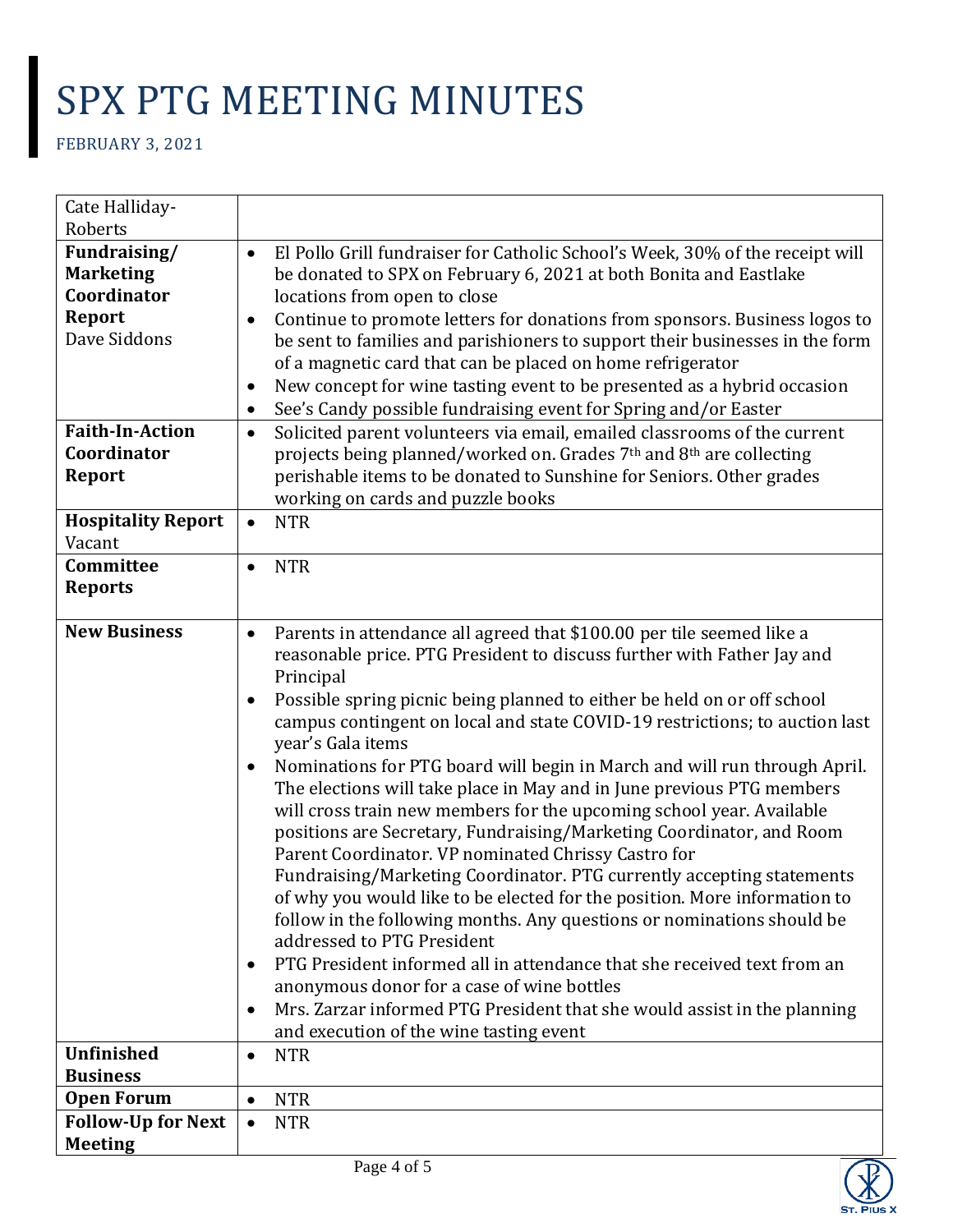# SPX PTG MEETING MINUTES

FEBRUARY 3, 2021

| | |
|---|---|
| Cate Halliday-Roberts | |
| **Fundraising/ Marketing Coordinator Report** Dave Siddons | • El Pollo Grill fundraiser for Catholic School's Week, 30% of the receipt will be donated to SPX on February 6, 2021 at both Bonita and Eastlake locations from open to close<br>• Continue to promote letters for donations from sponsors. Business logos to be sent to families and parishioners to support their businesses in the form of a magnetic card that can be placed on home refrigerator<br>• New concept for wine tasting event to be presented as a hybrid occasion<br>• See's Candy possible fundraising event for Spring and/or Easter |
| **Faith-In-Action Coordinator Report** | • Solicited parent volunteers via email, emailed classrooms of the current projects being planned/worked on. Grades 7th and 8th are collecting perishable items to be donated to Sunshine for Seniors. Other grades working on cards and puzzle books |
| **Hospitality Report** Vacant | • NTR |
| **Committee Reports** | • NTR |
| **New Business** | • Parents in attendance all agreed that $100.00 per tile seemed like a reasonable price. PTG President to discuss further with Father Jay and Principal<br>• Possible spring picnic being planned to either be held on or off school campus contingent on local and state COVID-19 restrictions; to auction last year's Gala items<br>• Nominations for PTG board will begin in March and will run through April. The elections will take place in May and in June previous PTG members will cross train new members for the upcoming school year. Available positions are Secretary, Fundraising/Marketing Coordinator, and Room Parent Coordinator. VP nominated Chrissy Castro for Fundraising/Marketing Coordinator. PTG currently accepting statements of why you would like to be elected for the position. More information to follow in the following months. Any questions or nominations should be addressed to PTG President<br>• PTG President informed all in attendance that she received text from an anonymous donor for a case of wine bottles<br>• Mrs. Zarzar informed PTG President that she would assist in the planning and execution of the wine tasting event |
| **Unfinished Business** | • NTR |
| **Open Forum** | • NTR |
| **Follow-Up for Next Meeting** | • NTR |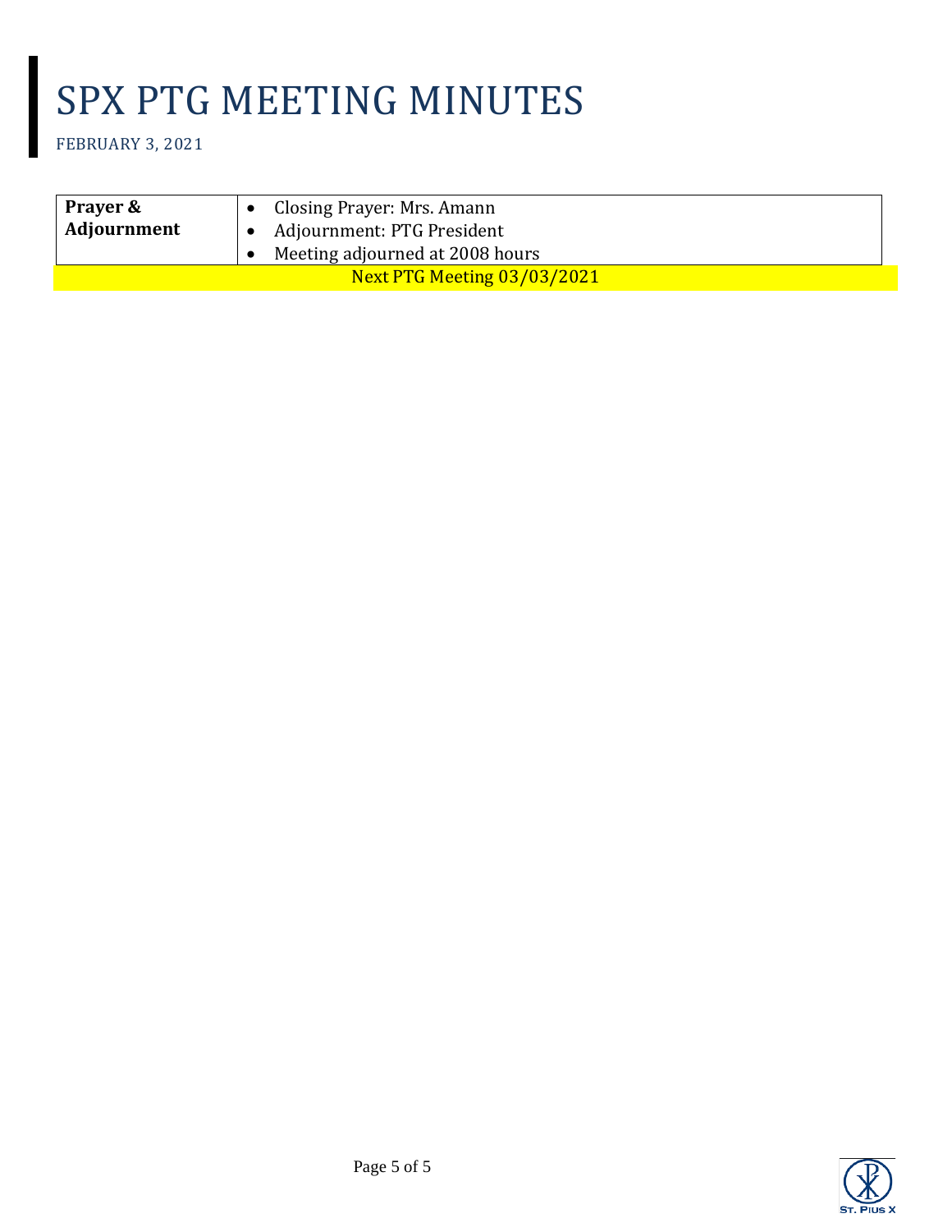# SPX PTG MEETING MINUTES

FEBRUARY 3, 2021

| | |
|---|---|
| **Prayer & Adjournment** | • Closing Prayer: Mrs. Amann<br>• Adjournment: PTG President<br>• Meeting adjourned at 2008 hours |

Next PTG Meeting 03/03/2021